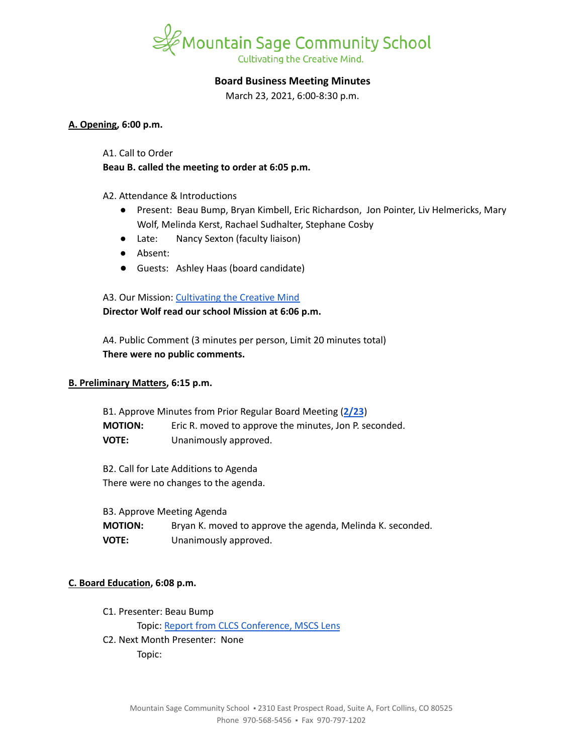Mountain Sage Community School
Cultivating the Creative Mind.

# Board Business Meeting Minutes

March 23, 2021, 6:00-8:30 p.m.

## A. Opening, 6:00 p.m.

A1. Call to Order

**Beau B. called the meeting to order at 6:05 p.m.**

A2. Attendance & Introductions

- Present: Beau Bump, Bryan Kimbell, Eric Richardson, Jon Pointer, Liv Helmericks, Mary Wolf, Melinda Kerst, Rachael Sudhalter, Stephane Cosby
- Late: Nancy Sexton (faculty liaison)
- Absent:
- Guests: Ashley Haas (board candidate)

A3. Our Mission: Cultivating the Creative Mind

**Director Wolf read our school Mission at 6:06 p.m.**

A4. Public Comment (3 minutes per person, Limit 20 minutes total)

**There were no public comments.**

## B. Preliminary Matters, 6:15 p.m.

B1. Approve Minutes from Prior Regular Board Meeting (**2/23**)

**MOTION:** Eric R. moved to approve the minutes, Jon P. seconded.

**VOTE:** Unanimously approved.

B2. Call for Late Additions to Agenda

There were no changes to the agenda.

B3. Approve Meeting Agenda

**MOTION:** Bryan K. moved to approve the agenda, Melinda K. seconded.

**VOTE:** Unanimously approved.

## C. Board Education, 6:08 p.m.

C1. Presenter: Beau Bump

Topic: Report from CLCS Conference, MSCS Lens

C2. Next Month Presenter: None

Topic: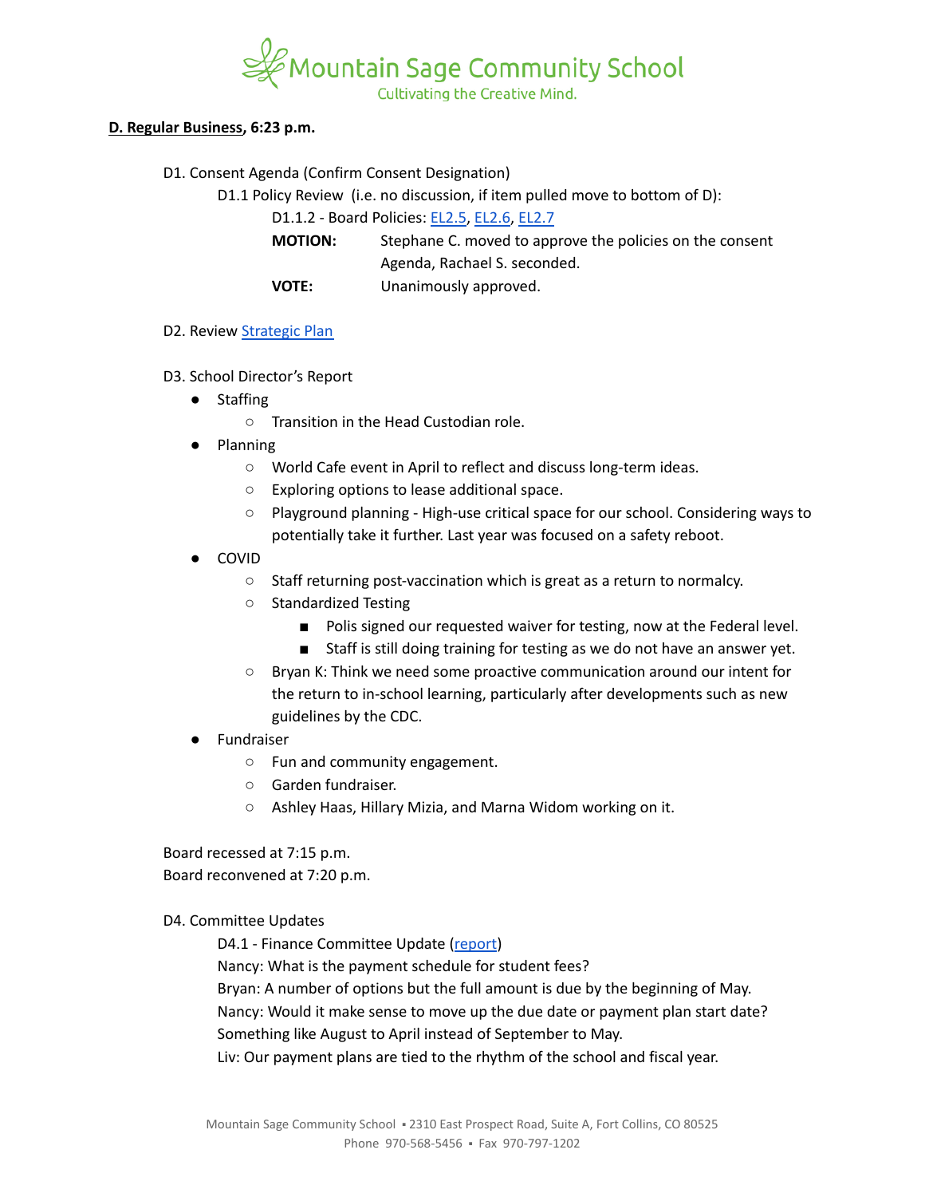**D. Regular Business, 6:23 p.m.**

D1. Consent Agenda (Confirm Consent Designation)

D1.1 Policy Review (i.e. no discussion, if item pulled move to bottom of D):

D1.1.2 - Board Policies: EL2.5, EL2.6, EL2.7

**MOTION:** Stephane C. moved to approve the policies on the consent Agenda, Rachael S. seconded.

**VOTE:** Unanimously approved.

D2. Review Strategic Plan

D3. School Director's Report

- Staffing
  - Transition in the Head Custodian role.
- Planning
  - World Cafe event in April to reflect and discuss long-term ideas.
  - Exploring options to lease additional space.
  - Playground planning - High-use critical space for our school. Considering ways to potentially take it further. Last year was focused on a safety reboot.
- COVID
  - Staff returning post-vaccination which is great as a return to normalcy.
  - Standardized Testing
    - Polis signed our requested waiver for testing, now at the Federal level.
    - Staff is still doing training for testing as we do not have an answer yet.
  - Bryan K: Think we need some proactive communication around our intent for the return to in-school learning, particularly after developments such as new guidelines by the CDC.
- Fundraiser
  - Fun and community engagement.
  - Garden fundraiser.
  - Ashley Haas, Hillary Mizia, and Marna Widom working on it.

Board recessed at 7:15 p.m.
Board reconvened at 7:20 p.m.

D4. Committee Updates

D4.1 - Finance Committee Update (report)

Nancy: What is the payment schedule for student fees?

Bryan: A number of options but the full amount is due by the beginning of May.

Nancy: Would it make sense to move up the due date or payment plan start date? Something like August to April instead of September to May.

Liv: Our payment plans are tied to the rhythm of the school and fiscal year.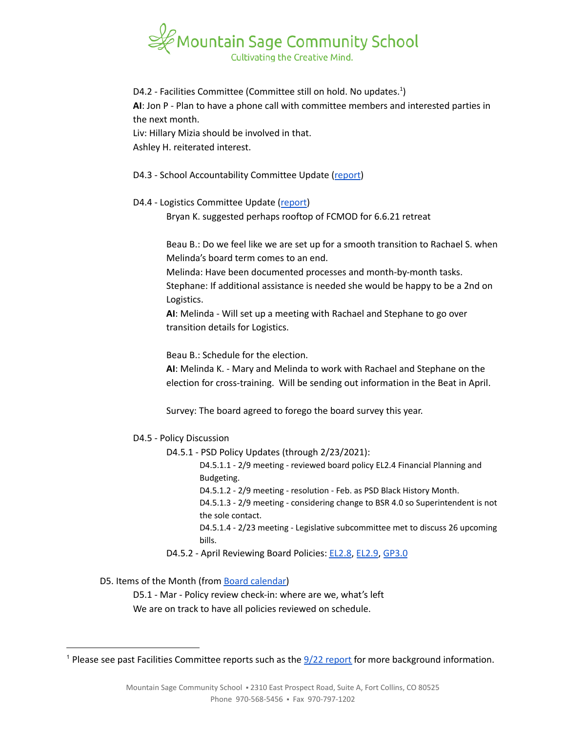D4.2 - Facilities Committee (Committee still on hold. No updates.[1])

**AI**: Jon P - Plan to have a phone call with committee members and interested parties in the next month.

Liv: Hillary Mizia should be involved in that.

Ashley H. reiterated interest.

D4.3 - School Accountability Committee Update (report)

D4.4 - Logistics Committee Update (report)

Bryan K. suggested perhaps rooftop of FCMOD for 6.6.21 retreat

Beau B.: Do we feel like we are set up for a smooth transition to Rachael S. when Melinda's board term comes to an end.

Melinda: Have been documented processes and month-by-month tasks.

Stephane: If additional assistance is needed she would be happy to be a 2nd on Logistics.

**AI**: Melinda - Will set up a meeting with Rachael and Stephane to go over transition details for Logistics.

Beau B.: Schedule for the election.

**AI**: Melinda K. - Mary and Melinda to work with Rachael and Stephane on the election for cross-training. Will be sending out information in the Beat in April.

Survey: The board agreed to forego the board survey this year.

D4.5 - Policy Discussion

D4.5.1 - PSD Policy Updates (through 2/23/2021):

D4.5.1.1 - 2/9 meeting - reviewed board policy EL2.4 Financial Planning and Budgeting.

D4.5.1.2 - 2/9 meeting - resolution - Feb. as PSD Black History Month.

D4.5.1.3 - 2/9 meeting - considering change to BSR 4.0 so Superintendent is not the sole contact.

D4.5.1.4 - 2/23 meeting - Legislative subcommittee met to discuss 26 upcoming bills.

D4.5.2 - April Reviewing Board Policies: EL2.8, EL2.9, GP3.0

D5. Items of the Month (from Board calendar)

D5.1 - Mar - Policy review check-in: where are we, what's left

We are on track to have all policies reviewed on schedule.

[1] Please see past Facilities Committee reports such as the 9/22 report for more background information.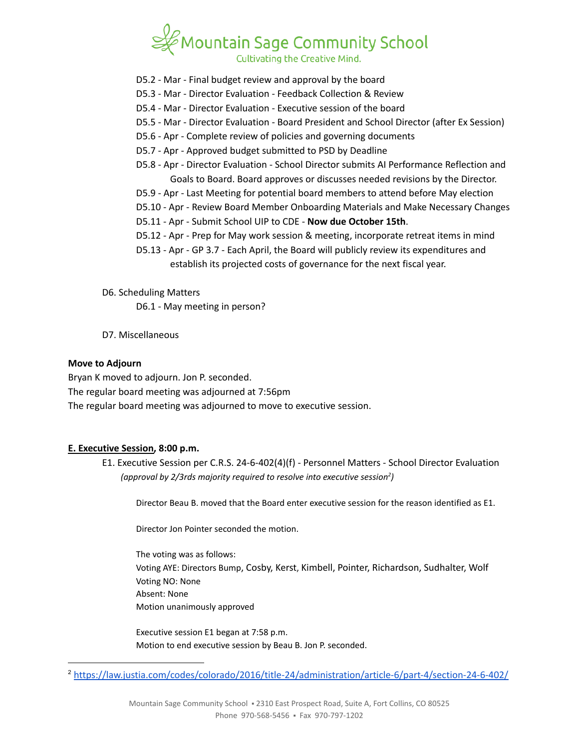D5.2 - Mar - Final budget review and approval by the board

D5.3 - Mar - Director Evaluation - Feedback Collection & Review

D5.4 - Mar - Director Evaluation - Executive session of the board

D5.5 - Mar - Director Evaluation - Board President and School Director (after Ex Session)

D5.6 - Apr - Complete review of policies and governing documents

D5.7 - Apr - Approved budget submitted to PSD by Deadline

D5.8 - Apr - Director Evaluation - School Director submits AI Performance Reflection and Goals to Board. Board approves or discusses needed revisions by the Director.

D5.9 - Apr - Last Meeting for potential board members to attend before May election

D5.10 - Apr - Review Board Member Onboarding Materials and Make Necessary Changes

D5.11 - Apr - Submit School UIP to CDE - **Now due October 15th**.

D5.12 - Apr - Prep for May work session & meeting, incorporate retreat items in mind

D5.13 - Apr - GP 3.7 - Each April, the Board will publicly review its expenditures and establish its projected costs of governance for the next fiscal year.

D6. Scheduling Matters

D6.1 - May meeting in person?

D7. Miscellaneous

**Move to Adjourn**

Bryan K moved to adjourn. Jon P. seconded.

The regular board meeting was adjourned at 7:56pm

The regular board meeting was adjourned to move to executive session.

**E. Executive Session, 8:00 p.m.**

E1. Executive Session per C.R.S. 24-6-402(4)(f) - Personnel Matters - School Director Evaluation

*(approval by 2/3rds majority required to resolve into executive session[2])*

Director Beau B. moved that the Board enter executive session for the reason identified as E1.

Director Jon Pointer seconded the motion.

The voting was as follows:

Voting AYE: Directors Bump, Cosby, Kerst, Kimbell, Pointer, Richardson, Sudhalter, Wolf

Voting NO: None

Absent: None

Motion unanimously approved

Executive session E1 began at 7:58 p.m.

Motion to end executive session by Beau B. Jon P. seconded.

[2] https://law.justia.com/codes/colorado/2016/title-24/administration/article-6/part-4/section-24-6-402/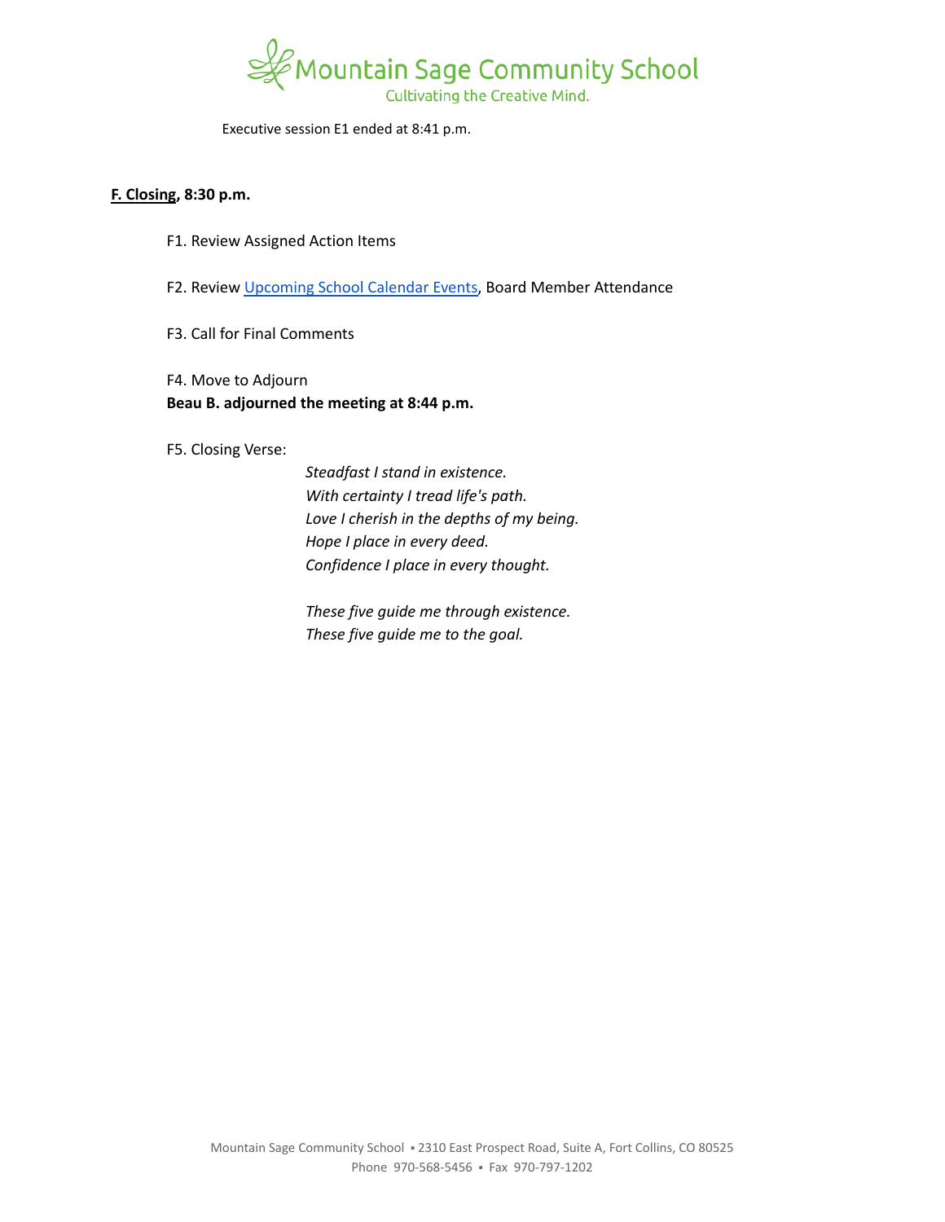Executive session E1 ended at 8:41 p.m.

## **F. Closing**, 8:30 p.m.

F1. Review Assigned Action Items

F2. Review Upcoming School Calendar Events, Board Member Attendance

F3. Call for Final Comments

F4. Move to Adjourn

**Beau B. adjourned the meeting at 8:44 p.m.**

F5. Closing Verse:

*Steadfast I stand in existence.*
*With certainty I tread life's path.*
*Love I cherish in the depths of my being.*
*Hope I place in every deed.*
*Confidence I place in every thought.*

*These five guide me through existence.*
*These five guide me to the goal.*